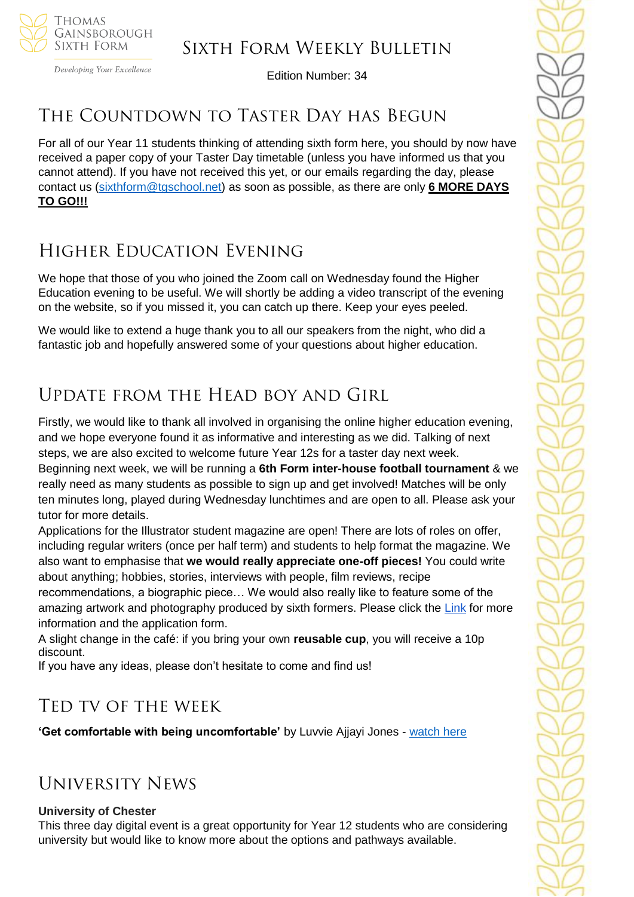Thomas Gainsborough Sixth Form

Developing Your Excellence

# Sixth Form Weekly Bulletin

Edition Number: 34

## The Countdown to Taster Day has Begun

For all of our Year 11 students thinking of attending sixth form here, you should by now have received a paper copy of your Taster Day timetable (unless you have informed us that you cannot attend). If you have not received this yet, or our emails regarding the day, please contact us (sixthform@tgschool.net) as soon as possible, as there are only **6 MORE DAYS TO GO!!!**

## Higher Education Evening

We hope that those of you who joined the Zoom call on Wednesday found the Higher Education evening to be useful. We will shortly be adding a video transcript of the evening on the website, so if you missed it, you can catch up there. Keep your eyes peeled.

We would like to extend a huge thank you to all our speakers from the night, who did a fantastic job and hopefully answered some of your questions about higher education.

## Update from the Head boy and Girl

Firstly, we would like to thank all involved in organising the online higher education evening, and we hope everyone found it as informative and interesting as we did. Talking of next steps, we are also excited to welcome future Year 12s for a taster day next week.

Beginning next week, we will be running a **6th Form inter-house football tournament** & we really need as many students as possible to sign up and get involved! Matches will be only ten minutes long, played during Wednesday lunchtimes and are open to all. Please ask your tutor for more details.

Applications for the Illustrator student magazine are open! There are lots of roles on offer, including regular writers (once per half term) and students to help format the magazine. We also want to emphasise that **we would really appreciate one-off pieces!** You could write about anything; hobbies, stories, interviews with people, film reviews, recipe recommendations, a biographic piece… We would also really like to feature some of the amazing artwork and photography produced by sixth formers. Please click the Link for more information and the application form.

A slight change in the café: if you bring your own **reusable cup**, you will receive a 10p discount.

If you have any ideas, please don't hesitate to come and find us!

## TED TV of the Week

**'Get comfortable with being uncomfortable'** by Luvvie Ajjayi Jones - watch here

## University News

**University of Chester**

This three day digital event is a great opportunity for Year 12 students who are considering university but would like to know more about the options and pathways available.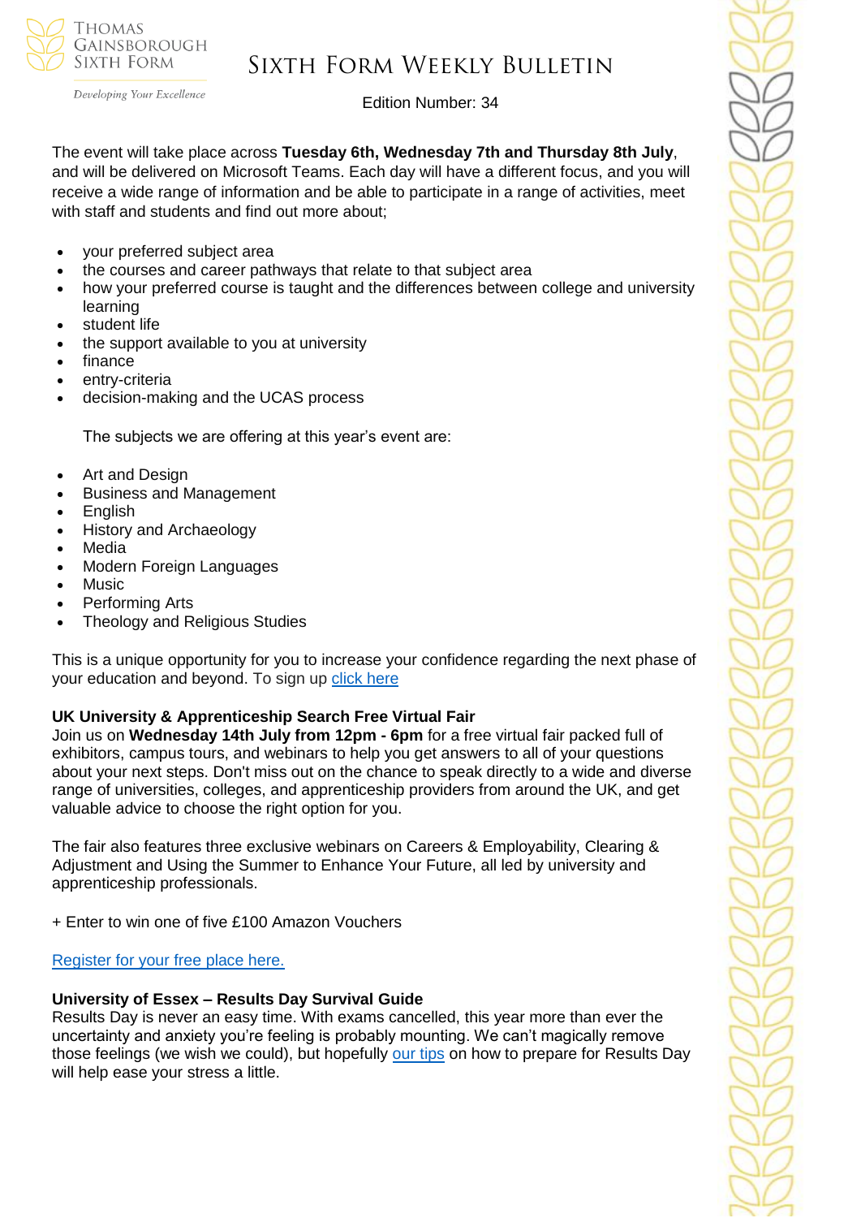The event will take place across **Tuesday 6th, Wednesday 7th and Thursday 8th July**, and will be delivered on Microsoft Teams. Each day will have a different focus, and you will receive a wide range of information and be able to participate in a range of activities, meet with staff and students and find out more about;

- your preferred subject area
- the courses and career pathways that relate to that subject area
- how your preferred course is taught and the differences between college and university learning
- student life
- the support available to you at university
- finance
- entry-criteria
- decision-making and the UCAS process

The subjects we are offering at this year's event are:

- Art and Design
- Business and Management
- English
- History and Archaeology
- Media
- Modern Foreign Languages
- Music
- Performing Arts
- Theology and Religious Studies

This is a unique opportunity for you to increase your confidence regarding the next phase of your education and beyond. To sign up click here

**UK University & Apprenticeship Search Free Virtual Fair**

Join us on **Wednesday 14th July from 12pm - 6pm** for a free virtual fair packed full of exhibitors, campus tours, and webinars to help you get answers to all of your questions about your next steps. Don't miss out on the chance to speak directly to a wide and diverse range of universities, colleges, and apprenticeship providers from around the UK, and get valuable advice to choose the right option for you.

The fair also features three exclusive webinars on Careers & Employability, Clearing & Adjustment and Using the Summer to Enhance Your Future, all led by university and apprenticeship professionals.

+ Enter to win one of five £100 Amazon Vouchers

Register for your free place here.

**University of Essex – Results Day Survival Guide**

Results Day is never an easy time. With exams cancelled, this year more than ever the uncertainty and anxiety you're feeling is probably mounting. We can't magically remove those feelings (we wish we could), but hopefully our tips on how to prepare for Results Day will help ease your stress a little.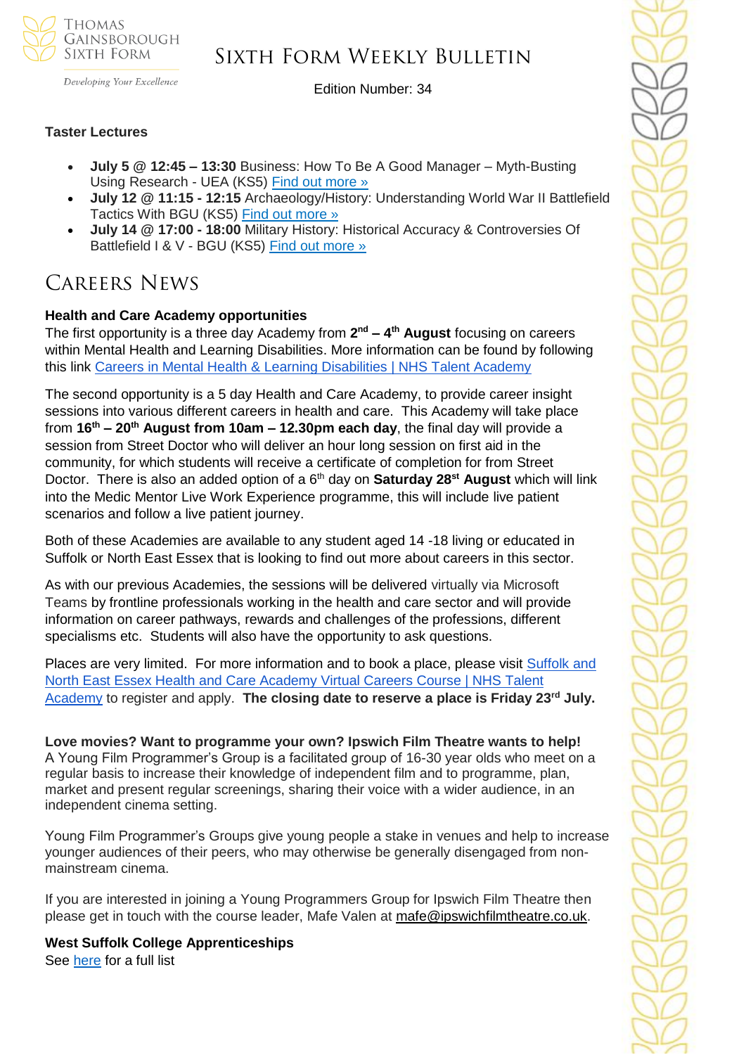### Taster Lectures

- **July 5 @ 12:45 – 13:30** Business: How To Be A Good Manager – Myth-Busting Using Research - UEA (KS5) [Find out more »]
- **July 12 @ 11:15 - 12:15** Archaeology/History: Understanding World War II Battlefield Tactics With BGU (KS5) [Find out more »]
- **July 14 @ 17:00 - 18:00** Military History: Historical Accuracy & Controversies Of Battlefield I & V - BGU (KS5) [Find out more »]

## Careers News

**Health and Care Academy opportunities**

The first opportunity is a three day Academy from **2nd – 4th August** focusing on careers within Mental Health and Learning Disabilities. More information can be found by following this link Careers in Mental Health & Learning Disabilities | NHS Talent Academy

The second opportunity is a 5 day Health and Care Academy, to provide career insight sessions into various different careers in health and care. This Academy will take place from **16th – 20th August from 10am – 12.30pm each day**, the final day will provide a session from Street Doctor who will deliver an hour long session on first aid in the community, for which students will receive a certificate of completion for from Street Doctor. There is also an added option of a 6th day on **Saturday 28st August** which will link into the Medic Mentor Live Work Experience programme, this will include live patient scenarios and follow a live patient journey.

Both of these Academies are available to any student aged 14 -18 living or educated in Suffolk or North East Essex that is looking to find out more about careers in this sector.

As with our previous Academies, the sessions will be delivered virtually via Microsoft Teams by frontline professionals working in the health and care sector and will provide information on career pathways, rewards and challenges of the professions, different specialisms etc. Students will also have the opportunity to ask questions.

Places are very limited. For more information and to book a place, please visit Suffolk and North East Essex Health and Care Academy Virtual Careers Course | NHS Talent Academy to register and apply. **The closing date to reserve a place is Friday 23rd July.**

**Love movies? Want to programme your own? Ipswich Film Theatre wants to help!**

A Young Film Programmer's Group is a facilitated group of 16-30 year olds who meet on a regular basis to increase their knowledge of independent film and to programme, plan, market and present regular screenings, sharing their voice with a wider audience, in an independent cinema setting.

Young Film Programmer's Groups give young people a stake in venues and help to increase younger audiences of their peers, who may otherwise be generally disengaged from non-mainstream cinema.

If you are interested in joining a Young Programmers Group for Ipswich Film Theatre then please get in touch with the course leader, Mafe Valen at mafe@ipswichfilmtheatre.co.uk.

**West Suffolk College Apprenticeships**

See here for a full list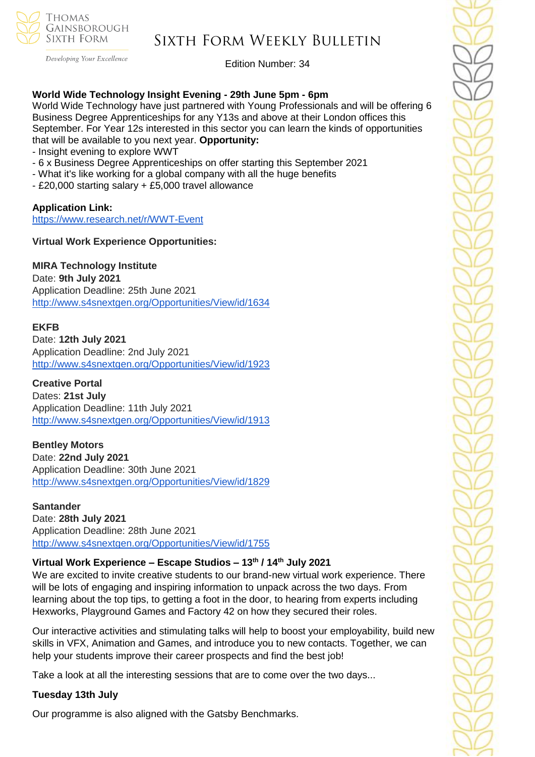**World Wide Technology Insight Evening - 29th June 5pm - 6pm**
World Wide Technology have just partnered with Young Professionals and will be offering 6 Business Degree Apprenticeships for any Y13s and above at their London offices this September. For Year 12s interested in this sector you can learn the kinds of opportunities that will be available to you next year. **Opportunity:**

- Insight evening to explore WWT
- 6 x Business Degree Apprenticeships on offer starting this September 2021
- What it's like working for a global company with all the huge benefits
- £20,000 starting salary + £5,000 travel allowance

**Application Link:**
https://www.research.net/r/WWT-Event

**Virtual Work Experience Opportunities:**

**MIRA Technology Institute**
Date: **9th July 2021**
Application Deadline: 25th June 2021
http://www.s4snextgen.org/Opportunities/View/id/1634

**EKFB**
Date: **12th July 2021**
Application Deadline: 2nd July 2021
http://www.s4snextgen.org/Opportunities/View/id/1923

**Creative Portal**
Dates: **21st July**
Application Deadline: 11th July 2021
http://www.s4snextgen.org/Opportunities/View/id/1913

**Bentley Motors**
Date: **22nd July 2021**
Application Deadline: 30th June 2021
http://www.s4snextgen.org/Opportunities/View/id/1829

**Santander**
Date: **28th July 2021**
Application Deadline: 28th June 2021
http://www.s4snextgen.org/Opportunities/View/id/1755

**Virtual Work Experience – Escape Studios – 13th / 14th July 2021**
We are excited to invite creative students to our brand-new virtual work experience. There will be lots of engaging and inspiring information to unpack across the two days. From learning about the top tips, to getting a foot in the door, to hearing from experts including Hexworks, Playground Games and Factory 42 on how they secured their roles.

Our interactive activities and stimulating talks will help to boost your employability, build new skills in VFX, Animation and Games, and introduce you to new contacts. Together, we can help your students improve their career prospects and find the best job!

Take a look at all the interesting sessions that are to come over the two days...

**Tuesday 13th July**

Our programme is also aligned with the Gatsby Benchmarks.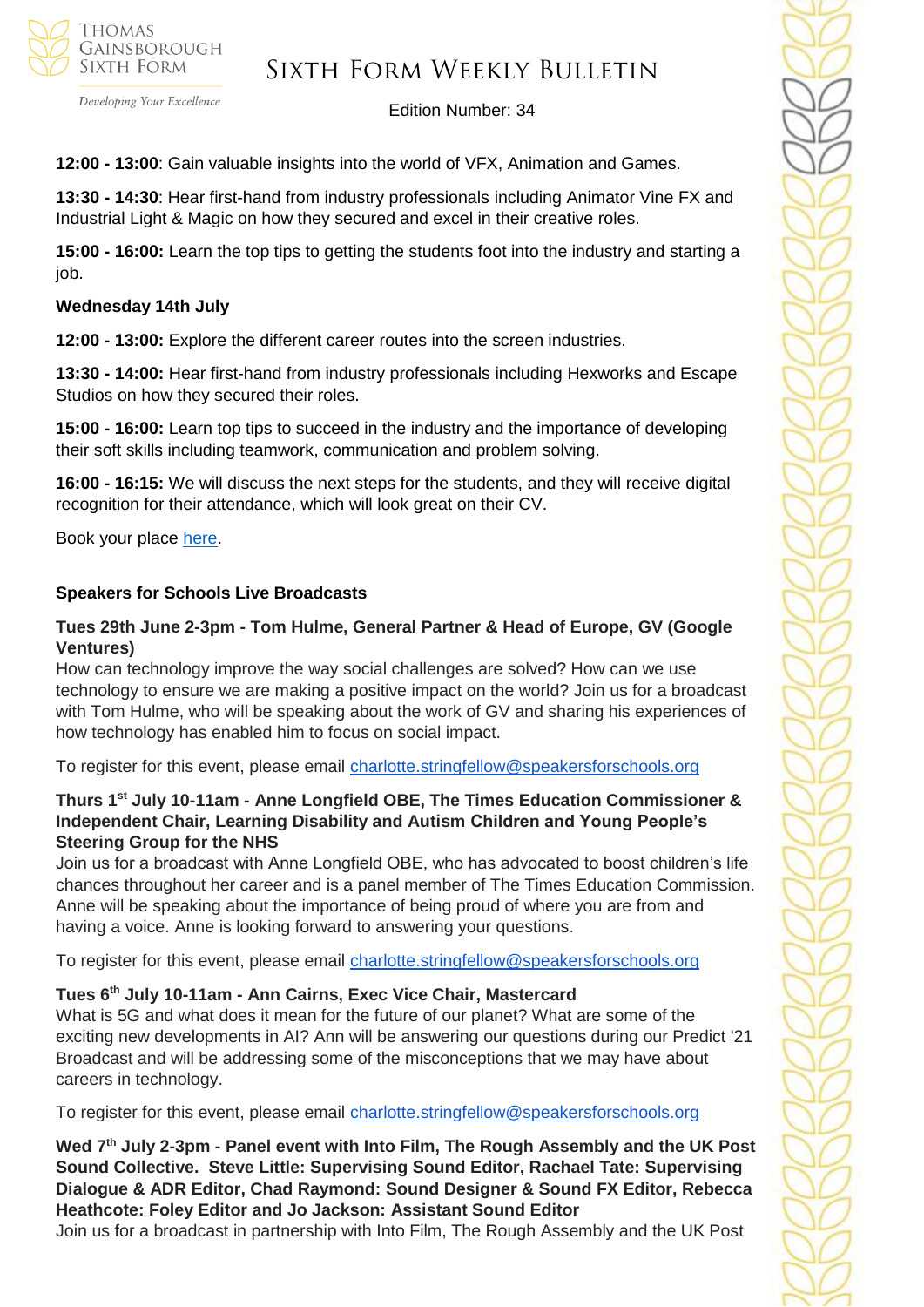**12:00 - 13:00**: Gain valuable insights into the world of VFX, Animation and Games.

**13:30 - 14:30**: Hear first-hand from industry professionals including Animator Vine FX and Industrial Light & Magic on how they secured and excel in their creative roles.

**15:00 - 16:00:** Learn the top tips to getting the students foot into the industry and starting a job.

**Wednesday 14th July**

**12:00 - 13:00:** Explore the different career routes into the screen industries.

**13:30 - 14:00:** Hear first-hand from industry professionals including Hexworks and Escape Studios on how they secured their roles.

**15:00 - 16:00:** Learn top tips to succeed in the industry and the importance of developing their soft skills including teamwork, communication and problem solving.

**16:00 - 16:15:** We will discuss the next steps for the students, and they will receive digital recognition for their attendance, which will look great on their CV.

Book your place here.

**Speakers for Schools Live Broadcasts**

**Tues 29th June 2-3pm - Tom Hulme, General Partner & Head of Europe, GV (Google Ventures)**

How can technology improve the way social challenges are solved? How can we use technology to ensure we are making a positive impact on the world? Join us for a broadcast with Tom Hulme, who will be speaking about the work of GV and sharing his experiences of how technology has enabled him to focus on social impact.

To register for this event, please email charlotte.stringfellow@speakersforschools.org

**Thurs 1st July 10-11am - Anne Longfield OBE, The Times Education Commissioner & Independent Chair, Learning Disability and Autism Children and Young People's Steering Group for the NHS**

Join us for a broadcast with Anne Longfield OBE, who has advocated to boost children's life chances throughout her career and is a panel member of The Times Education Commission. Anne will be speaking about the importance of being proud of where you are from and having a voice. Anne is looking forward to answering your questions.

To register for this event, please email charlotte.stringfellow@speakersforschools.org

**Tues 6th July 10-11am - Ann Cairns, Exec Vice Chair, Mastercard**

What is 5G and what does it mean for the future of our planet? What are some of the exciting new developments in AI? Ann will be answering our questions during our Predict '21 Broadcast and will be addressing some of the misconceptions that we may have about careers in technology.

To register for this event, please email charlotte.stringfellow@speakersforschools.org

**Wed 7th July 2-3pm - Panel event with Into Film, The Rough Assembly and the UK Post Sound Collective. Steve Little: Supervising Sound Editor, Rachael Tate: Supervising Dialogue & ADR Editor, Chad Raymond: Sound Designer & Sound FX Editor, Rebecca Heathcote: Foley Editor and Jo Jackson: Assistant Sound Editor**

Join us for a broadcast in partnership with Into Film, The Rough Assembly and the UK Post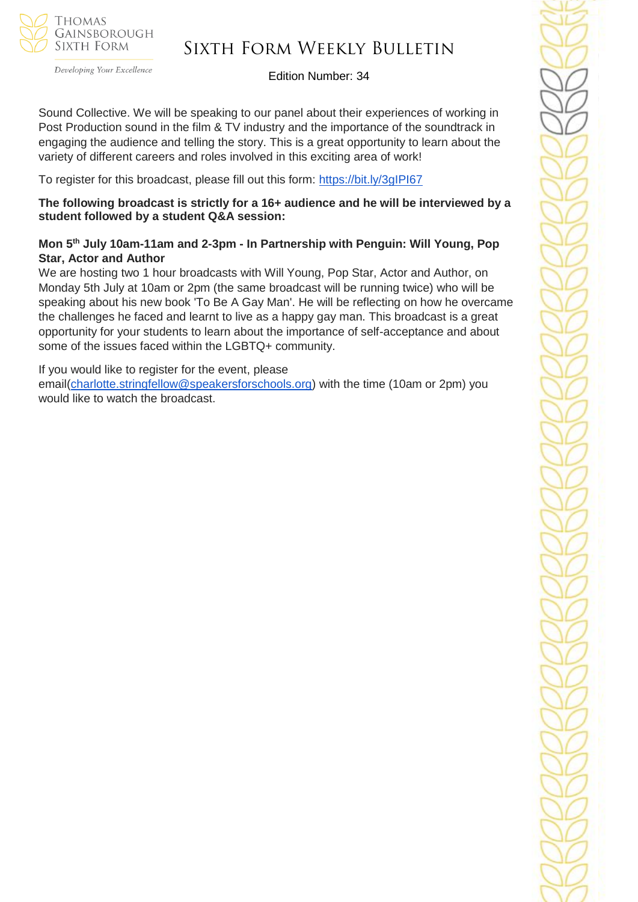Sound Collective. We will be speaking to our panel about their experiences of working in Post Production sound in the film & TV industry and the importance of the soundtrack in engaging the audience and telling the story. This is a great opportunity to learn about the variety of different careers and roles involved in this exciting area of work!

To register for this broadcast, please fill out this form: https://bit.ly/3gIPI67

**The following broadcast is strictly for a 16+ audience and he will be interviewed by a student followed by a student Q&A session:**

**Mon 5th July 10am-11am and 2-3pm - In Partnership with Penguin: Will Young, Pop Star, Actor and Author**

We are hosting two 1 hour broadcasts with Will Young, Pop Star, Actor and Author, on Monday 5th July at 10am or 2pm (the same broadcast will be running twice) who will be speaking about his new book 'To Be A Gay Man'. He will be reflecting on how he overcame the challenges he faced and learnt to live as a happy gay man. This broadcast is a great opportunity for your students to learn about the importance of self-acceptance and about some of the issues faced within the LGBTQ+ community.

If you would like to register for the event, please email(charlotte.stringfellow@speakersforschools.org) with the time (10am or 2pm) you would like to watch the broadcast.